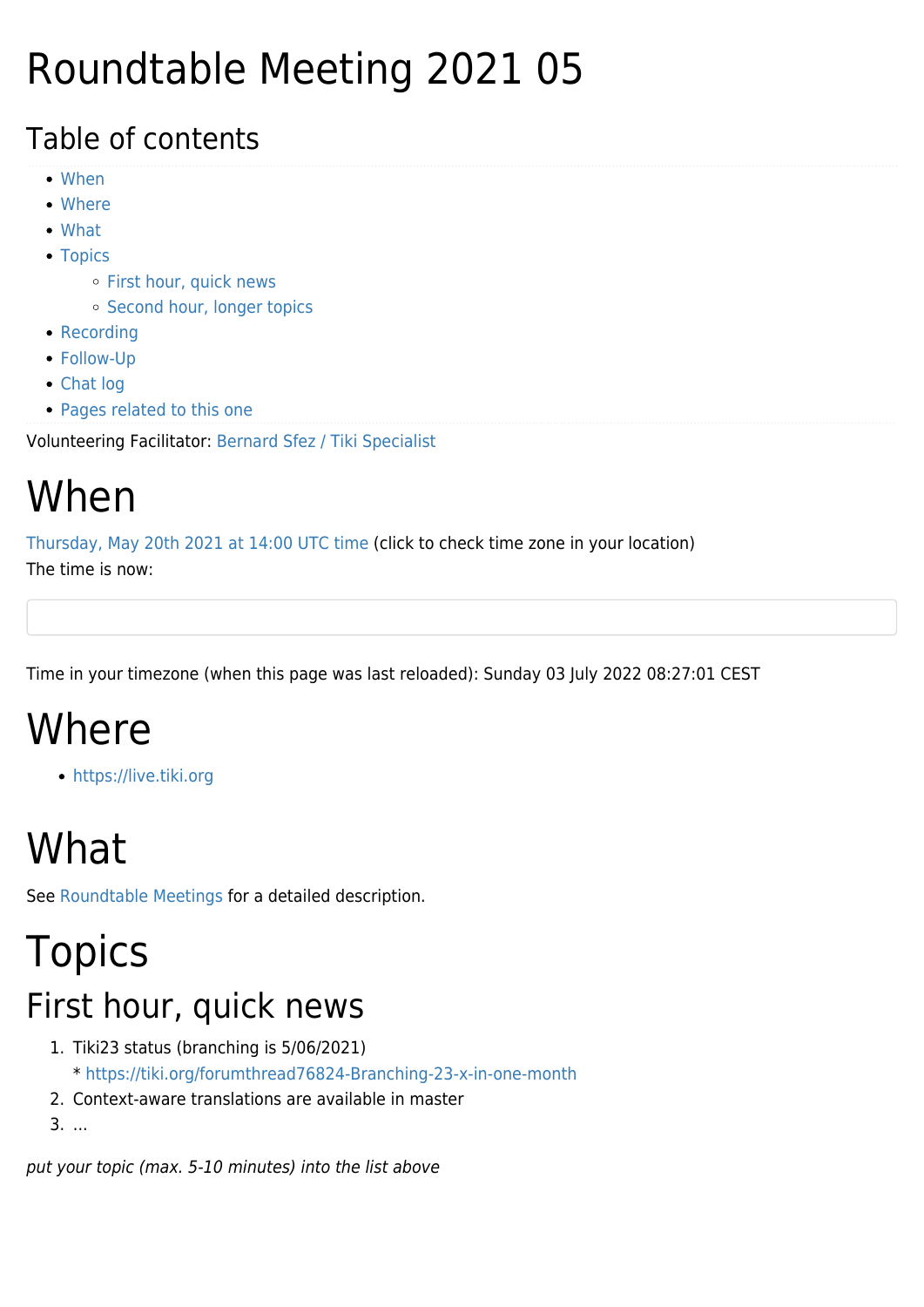# Roundtable Meeting 2021 05

## Table of contents

- When
- Where
- What
- Topics
  - First hour, quick news
  - Second hour, longer topics
- Recording
- Follow-Up
- Chat log
- Pages related to this one

Volunteering Facilitator: Bernard Sfez / Tiki Specialist

# When

Thursday, May 20th 2021 at 14:00 UTC time (click to check time zone in your location)
The time is now:

Time in your timezone (when this page was last reloaded): Sunday 03 July 2022 08:27:01 CEST

# Where

- https://live.tiki.org

# What

See Roundtable Meetings for a detailed description.

# Topics

## First hour, quick news

1. Tiki23 status (branching is 5/06/2021)
   * https://tiki.org/forumthread76824-Branching-23-x-in-one-month
2. Context-aware translations are available in master
3. ...

*put your topic (max. 5-10 minutes) into the list above*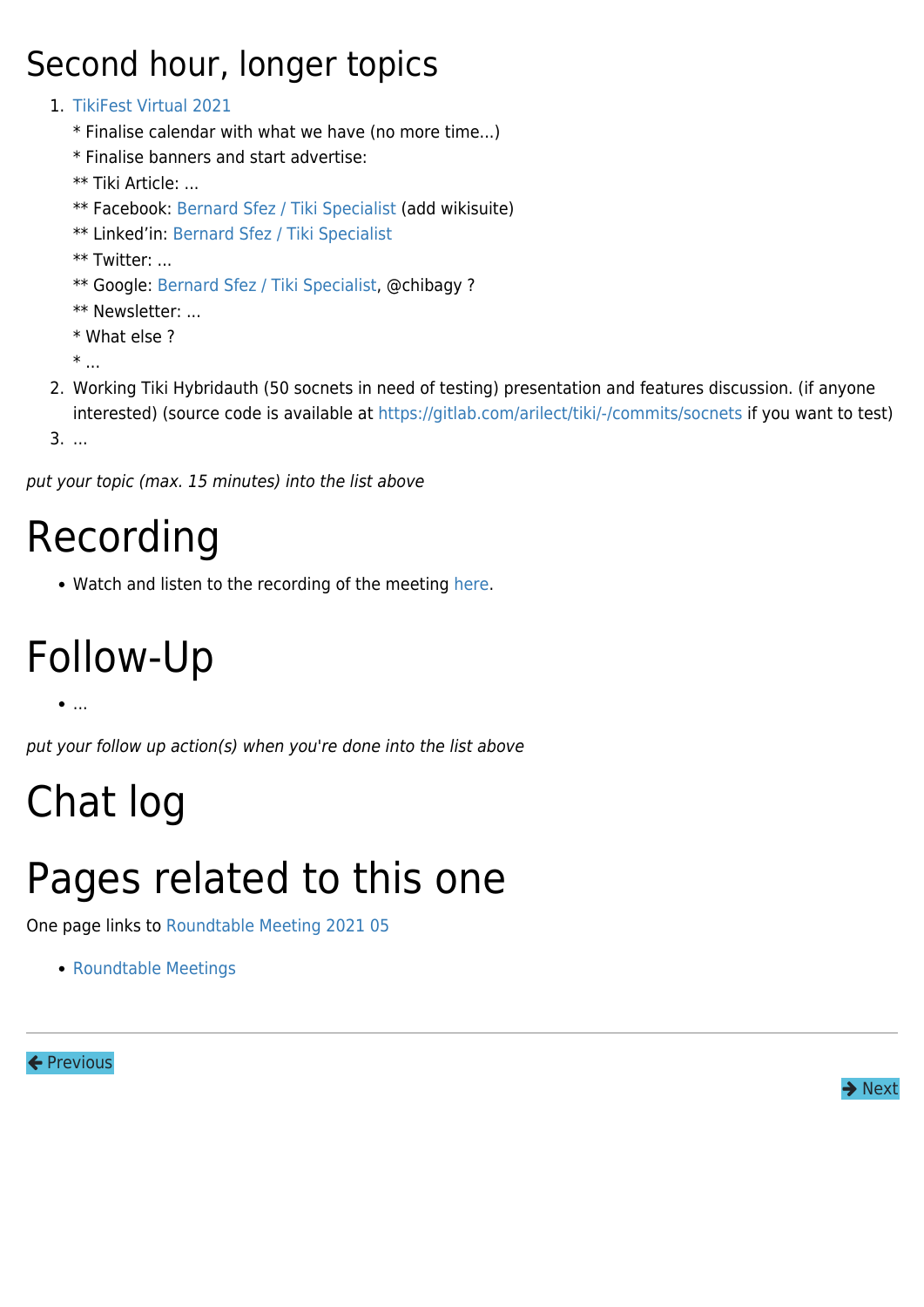# Second hour, longer topics

1. TikiFest Virtual 2021
   * Finalise calendar with what we have (no more time...)
   * Finalise banners and start advertise:
   ** Tiki Article: ...
   ** Facebook: Bernard Sfez / Tiki Specialist (add wikisuite)
   ** Linked'in: Bernard Sfez / Tiki Specialist
   ** Twitter: ...
   ** Google: Bernard Sfez / Tiki Specialist, @chibagy ?
   ** Newsletter: ...
   * What else ?
   * ...
2. Working Tiki Hybridauth (50 socnets in need of testing) presentation and features discussion. (if anyone interested) (source code is available at https://gitlab.com/arilect/tiki/-/commits/socnets if you want to test)
3. ...

*put your topic (max. 15 minutes) into the list above*

# Recording

- Watch and listen to the recording of the meeting here.

# Follow-Up

- ...

*put your follow up action(s) when you're done into the list above*

# Chat log

# Pages related to this one

One page links to Roundtable Meeting 2021 05

- Roundtable Meetings

Previous

Next